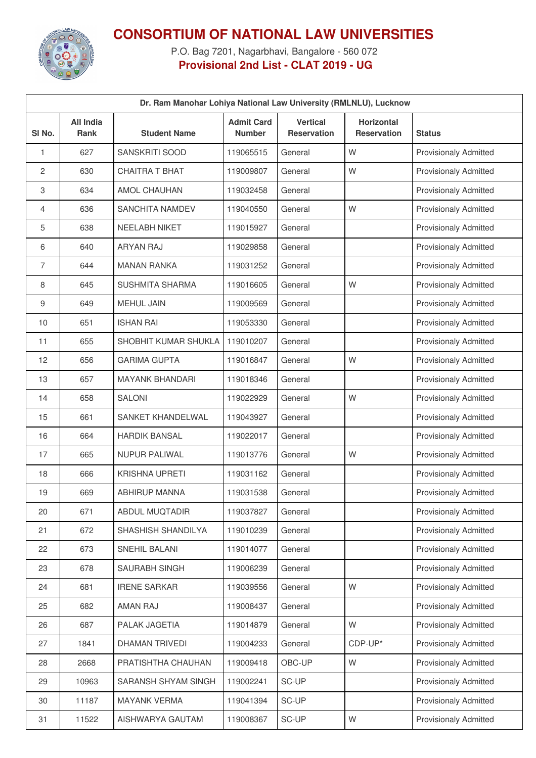# CONSORTIUM OF NATIONAL LAW UNIVERSITIES

P.O. Bag 7201, Nagarbhavi, Bangalore - 560 072

**Provisional 2nd List - CLAT 2019 - UG**

| Dr. Ram Manohar Lohiya National Law University (RMLNLU), Lucknow | | | | | | |
|---|---|---|---|---|---|---|
| Sl No. | All India Rank | Student Name | Admit Card Number | Vertical Reservation | Horizontal Reservation | Status |
| 1 | 627 | SANSKRITI SOOD | 119065515 | General | W | Provisionaly Admitted |
| 2 | 630 | CHAITRA T BHAT | 119009807 | General | W | Provisionaly Admitted |
| 3 | 634 | AMOL CHAUHAN | 119032458 | General | | Provisionaly Admitted |
| 4 | 636 | SANCHITA NAMDEV | 119040550 | General | W | Provisionaly Admitted |
| 5 | 638 | NEELABH NIKET | 119015927 | General | | Provisionaly Admitted |
| 6 | 640 | ARYAN RAJ | 119029858 | General | | Provisionaly Admitted |
| 7 | 644 | MANAN RANKA | 119031252 | General | | Provisionaly Admitted |
| 8 | 645 | SUSHMITA SHARMA | 119016605 | General | W | Provisionaly Admitted |
| 9 | 649 | MEHUL JAIN | 119009569 | General | | Provisionaly Admitted |
| 10 | 651 | ISHAN RAI | 119053330 | General | | Provisionaly Admitted |
| 11 | 655 | SHOBHIT KUMAR SHUKLA | 119010207 | General | | Provisionaly Admitted |
| 12 | 656 | GARIMA GUPTA | 119016847 | General | W | Provisionaly Admitted |
| 13 | 657 | MAYANK BHANDARI | 119018346 | General | | Provisionaly Admitted |
| 14 | 658 | SALONI | 119022929 | General | W | Provisionaly Admitted |
| 15 | 661 | SANKET KHANDELWAL | 119043927 | General | | Provisionaly Admitted |
| 16 | 664 | HARDIK BANSAL | 119022017 | General | | Provisionaly Admitted |
| 17 | 665 | NUPUR PALIWAL | 119013776 | General | W | Provisionaly Admitted |
| 18 | 666 | KRISHNA UPRETI | 119031162 | General | | Provisionaly Admitted |
| 19 | 669 | ABHIRUP MANNA | 119031538 | General | | Provisionaly Admitted |
| 20 | 671 | ABDUL MUQTADIR | 119037827 | General | | Provisionaly Admitted |
| 21 | 672 | SHASHISH SHANDILYA | 119010239 | General | | Provisionaly Admitted |
| 22 | 673 | SNEHIL BALANI | 119014077 | General | | Provisionaly Admitted |
| 23 | 678 | SAURABH SINGH | 119006239 | General | | Provisionaly Admitted |
| 24 | 681 | IRENE SARKAR | 119039556 | General | W | Provisionaly Admitted |
| 25 | 682 | AMAN RAJ | 119008437 | General | | Provisionaly Admitted |
| 26 | 687 | PALAK JAGETIA | 119014879 | General | W | Provisionaly Admitted |
| 27 | 1841 | DHAMAN TRIVEDI | 119004233 | General | CDP-UP* | Provisionaly Admitted |
| 28 | 2668 | PRATISHTHA CHAUHAN | 119009418 | OBC-UP | W | Provisionaly Admitted |
| 29 | 10963 | SARANSH SHYAM SINGH | 119002241 | SC-UP | | Provisionaly Admitted |
| 30 | 11187 | MAYANK VERMA | 119041394 | SC-UP | | Provisionaly Admitted |
| 31 | 11522 | AISHWARYA GAUTAM | 119008367 | SC-UP | W | Provisionaly Admitted |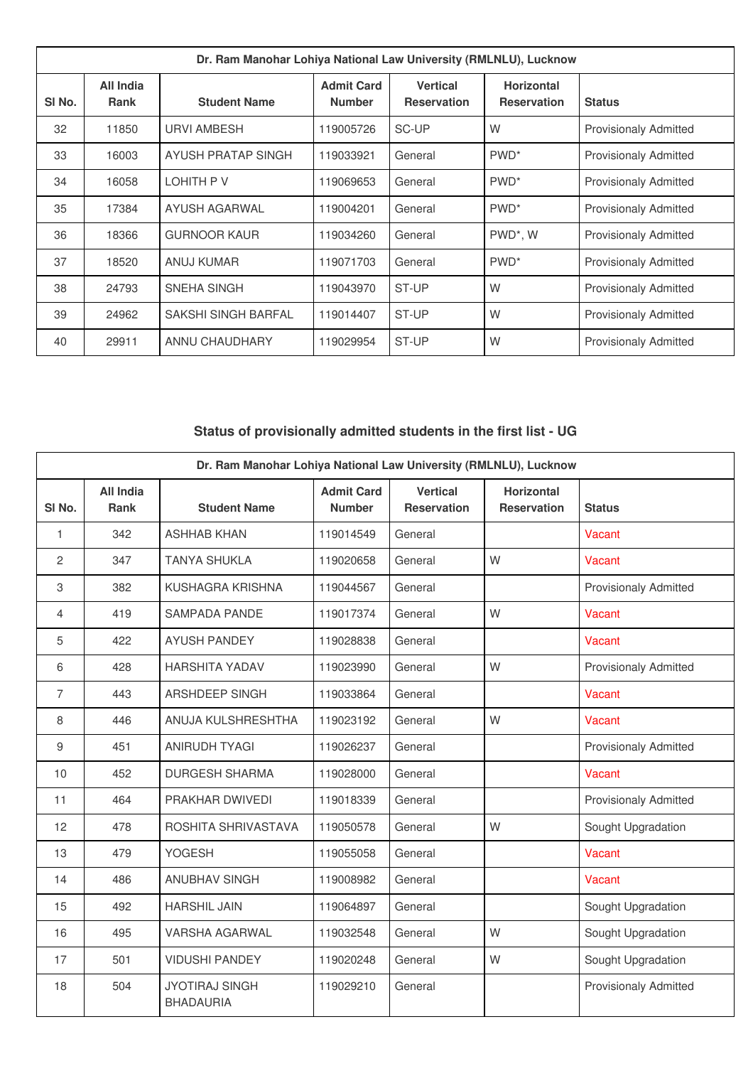| Dr. Ram Manohar Lohiya National Law University (RMLNLU), Lucknow | | | | | | |
|---|---|---|---|---|---|---|
| Sl No. | All India Rank | Student Name | Admit Card Number | Vertical Reservation | Horizontal Reservation | Status |
| 32 | 11850 | URVI AMBESH | 119005726 | SC-UP | W | Provisionaly Admitted |
| 33 | 16003 | AYUSH PRATAP SINGH | 119033921 | General | PWD* | Provisionaly Admitted |
| 34 | 16058 | LOHITH P V | 119069653 | General | PWD* | Provisionaly Admitted |
| 35 | 17384 | AYUSH AGARWAL | 119004201 | General | PWD* | Provisionaly Admitted |
| 36 | 18366 | GURNOOR KAUR | 119034260 | General | PWD*, W | Provisionaly Admitted |
| 37 | 18520 | ANUJ KUMAR | 119071703 | General | PWD* | Provisionaly Admitted |
| 38 | 24793 | SNEHA SINGH | 119043970 | ST-UP | W | Provisionaly Admitted |
| 39 | 24962 | SAKSHI SINGH BARFAL | 119014407 | ST-UP | W | Provisionaly Admitted |
| 40 | 29911 | ANNU CHAUDHARY | 119029954 | ST-UP | W | Provisionaly Admitted |

## Status of provisionally admitted students in the first list - UG

| Dr. Ram Manohar Lohiya National Law University (RMLNLU), Lucknow | | | | | | |
|---|---|---|---|---|---|---|
| Sl No. | All India Rank | Student Name | Admit Card Number | Vertical Reservation | Horizontal Reservation | Status |
| 1 | 342 | ASHHAB KHAN | 119014549 | General | | Vacant |
| 2 | 347 | TANYA SHUKLA | 119020658 | General | W | Vacant |
| 3 | 382 | KUSHAGRA KRISHNA | 119044567 | General | | Provisionaly Admitted |
| 4 | 419 | SAMPADA PANDE | 119017374 | General | W | Vacant |
| 5 | 422 | AYUSH PANDEY | 119028838 | General | | Vacant |
| 6 | 428 | HARSHITA YADAV | 119023990 | General | W | Provisionaly Admitted |
| 7 | 443 | ARSHDEEP SINGH | 119033864 | General | | Vacant |
| 8 | 446 | ANUJA KULSHRESHTHA | 119023192 | General | W | Vacant |
| 9 | 451 | ANIRUDH TYAGI | 119026237 | General | | Provisionaly Admitted |
| 10 | 452 | DURGESH SHARMA | 119028000 | General | | Vacant |
| 11 | 464 | PRAKHAR DWIVEDI | 119018339 | General | | Provisionaly Admitted |
| 12 | 478 | ROSHITA SHRIVASTAVA | 119050578 | General | W | Sought Upgradation |
| 13 | 479 | YOGESH | 119055058 | General | | Vacant |
| 14 | 486 | ANUBHAV SINGH | 119008982 | General | | Vacant |
| 15 | 492 | HARSHIL JAIN | 119064897 | General | | Sought Upgradation |
| 16 | 495 | VARSHA AGARWAL | 119032548 | General | W | Sought Upgradation |
| 17 | 501 | VIDUSHI PANDEY | 119020248 | General | W | Sought Upgradation |
| 18 | 504 | JYOTIRAJ SINGH BHADAURIA | 119029210 | General | | Provisionaly Admitted |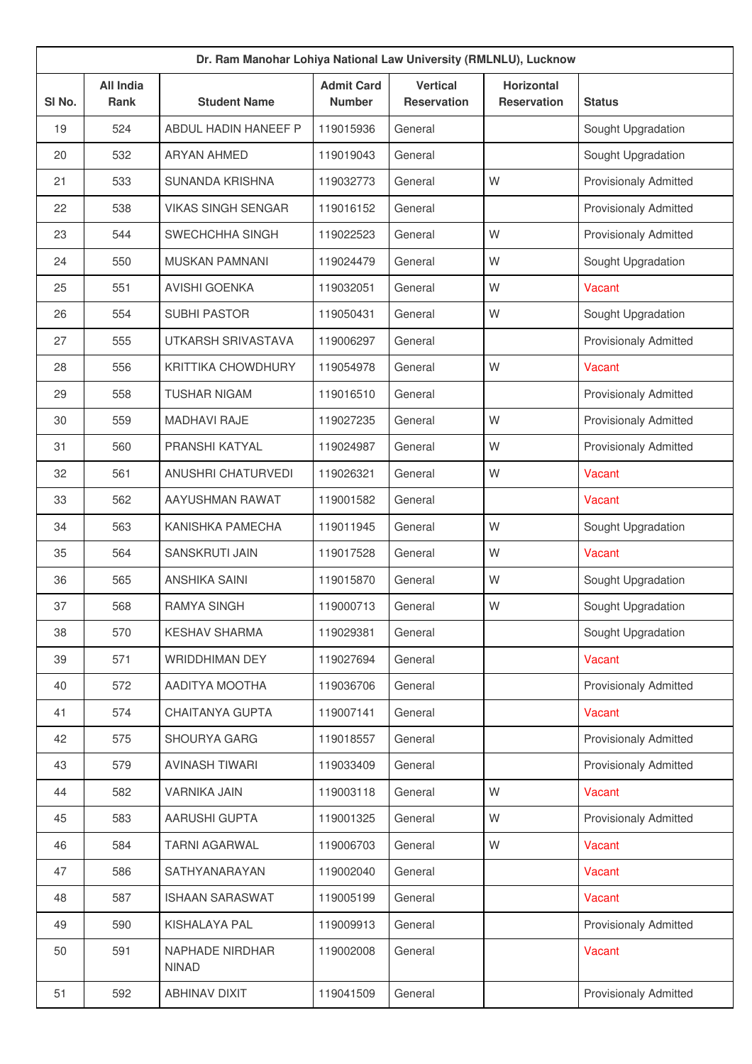| Dr. Ram Manohar Lohiya National Law University (RMLNLU), Lucknow | | | | | | |
|---|---|---|---|---|---|---|
| Sl No. | All India Rank | Student Name | Admit Card Number | Vertical Reservation | Horizontal Reservation | Status |
| 19 | 524 | ABDUL HADIN HANEEF P | 119015936 | General | | Sought Upgradation |
| 20 | 532 | ARYAN AHMED | 119019043 | General | | Sought Upgradation |
| 21 | 533 | SUNANDA KRISHNA | 119032773 | General | W | Provisionaly Admitted |
| 22 | 538 | VIKAS SINGH SENGAR | 119016152 | General | | Provisionaly Admitted |
| 23 | 544 | SWECHCHHA SINGH | 119022523 | General | W | Provisionaly Admitted |
| 24 | 550 | MUSKAN PAMNANI | 119024479 | General | W | Sought Upgradation |
| 25 | 551 | AVISHI GOENKA | 119032051 | General | W | Vacant |
| 26 | 554 | SUBHI PASTOR | 119050431 | General | W | Sought Upgradation |
| 27 | 555 | UTKARSH SRIVASTAVA | 119006297 | General | | Provisionaly Admitted |
| 28 | 556 | KRITTIKA CHOWDHURY | 119054978 | General | W | Vacant |
| 29 | 558 | TUSHAR NIGAM | 119016510 | General | | Provisionaly Admitted |
| 30 | 559 | MADHAVI RAJE | 119027235 | General | W | Provisionaly Admitted |
| 31 | 560 | PRANSHI KATYAL | 119024987 | General | W | Provisionaly Admitted |
| 32 | 561 | ANUSHRI CHATURVEDI | 119026321 | General | W | Vacant |
| 33 | 562 | AAYUSHMAN RAWAT | 119001582 | General | | Vacant |
| 34 | 563 | KANISHKA PAMECHA | 119011945 | General | W | Sought Upgradation |
| 35 | 564 | SANSKRUTI JAIN | 119017528 | General | W | Vacant |
| 36 | 565 | ANSHIKA SAINI | 119015870 | General | W | Sought Upgradation |
| 37 | 568 | RAMYA SINGH | 119000713 | General | W | Sought Upgradation |
| 38 | 570 | KESHAV SHARMA | 119029381 | General | | Sought Upgradation |
| 39 | 571 | WRIDDHIMAN DEY | 119027694 | General | | Vacant |
| 40 | 572 | AADITYA MOOTHA | 119036706 | General | | Provisionaly Admitted |
| 41 | 574 | CHAITANYA GUPTA | 119007141 | General | | Vacant |
| 42 | 575 | SHOURYA GARG | 119018557 | General | | Provisionaly Admitted |
| 43 | 579 | AVINASH TIWARI | 119033409 | General | | Provisionaly Admitted |
| 44 | 582 | VARNIKA JAIN | 119003118 | General | W | Vacant |
| 45 | 583 | AARUSHI GUPTA | 119001325 | General | W | Provisionaly Admitted |
| 46 | 584 | TARNI AGARWAL | 119006703 | General | W | Vacant |
| 47 | 586 | SATHYANARAYAN | 119002040 | General | | Vacant |
| 48 | 587 | ISHAAN SARASWAT | 119005199 | General | | Vacant |
| 49 | 590 | KISHALAYA PAL | 119009913 | General | | Provisionaly Admitted |
| 50 | 591 | NAPHADE NIRDHAR NINAD | 119002008 | General | | Vacant |
| 51 | 592 | ABHINAV DIXIT | 119041509 | General | | Provisionaly Admitted |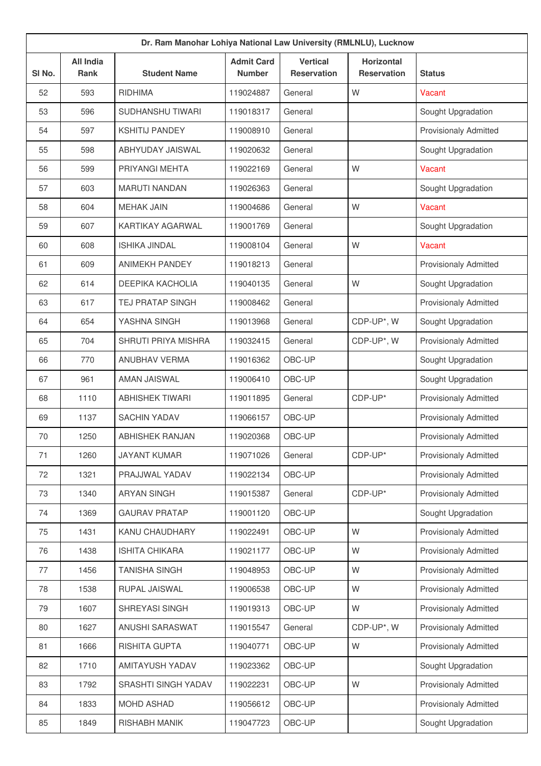| Dr. Ram Manohar Lohiya National Law University (RMLNLU), Lucknow | | | | | | |
|---|---|---|---|---|---|---|
| Sl No. | All India Rank | Student Name | Admit Card Number | Vertical Reservation | Horizontal Reservation | Status |
| 52 | 593 | RIDHIMA | 119024887 | General | W | Vacant |
| 53 | 596 | SUDHANSHU TIWARI | 119018317 | General | | Sought Upgradation |
| 54 | 597 | KSHITIJ PANDEY | 119008910 | General | | Provisionaly Admitted |
| 55 | 598 | ABHYUDAY JAISWAL | 119020632 | General | | Sought Upgradation |
| 56 | 599 | PRIYANGI MEHTA | 119022169 | General | W | Vacant |
| 57 | 603 | MARUTI NANDAN | 119026363 | General | | Sought Upgradation |
| 58 | 604 | MEHAK JAIN | 119004686 | General | W | Vacant |
| 59 | 607 | KARTIKAY AGARWAL | 119001769 | General | | Sought Upgradation |
| 60 | 608 | ISHIKA JINDAL | 119008104 | General | W | Vacant |
| 61 | 609 | ANIMEKH PANDEY | 119018213 | General | | Provisionaly Admitted |
| 62 | 614 | DEEPIKA KACHOLIA | 119040135 | General | W | Sought Upgradation |
| 63 | 617 | TEJ PRATAP SINGH | 119008462 | General | | Provisionaly Admitted |
| 64 | 654 | YASHNA SINGH | 119013968 | General | CDP-UP*, W | Sought Upgradation |
| 65 | 704 | SHRUTI PRIYA MISHRA | 119032415 | General | CDP-UP*, W | Provisionaly Admitted |
| 66 | 770 | ANUBHAV VERMA | 119016362 | OBC-UP | | Sought Upgradation |
| 67 | 961 | AMAN JAISWAL | 119006410 | OBC-UP | | Sought Upgradation |
| 68 | 1110 | ABHISHEK TIWARI | 119011895 | General | CDP-UP* | Provisionaly Admitted |
| 69 | 1137 | SACHIN YADAV | 119066157 | OBC-UP | | Provisionaly Admitted |
| 70 | 1250 | ABHISHEK RANJAN | 119020368 | OBC-UP | | Provisionaly Admitted |
| 71 | 1260 | JAYANT KUMAR | 119071026 | General | CDP-UP* | Provisionaly Admitted |
| 72 | 1321 | PRAJJWAL YADAV | 119022134 | OBC-UP | | Provisionaly Admitted |
| 73 | 1340 | ARYAN SINGH | 119015387 | General | CDP-UP* | Provisionaly Admitted |
| 74 | 1369 | GAURAV PRATAP | 119001120 | OBC-UP | | Sought Upgradation |
| 75 | 1431 | KANU CHAUDHARY | 119022491 | OBC-UP | W | Provisionaly Admitted |
| 76 | 1438 | ISHITA CHIKARA | 119021177 | OBC-UP | W | Provisionaly Admitted |
| 77 | 1456 | TANISHA SINGH | 119048953 | OBC-UP | W | Provisionaly Admitted |
| 78 | 1538 | RUPAL JAISWAL | 119006538 | OBC-UP | W | Provisionaly Admitted |
| 79 | 1607 | SHREYASI SINGH | 119019313 | OBC-UP | W | Provisionaly Admitted |
| 80 | 1627 | ANUSHI SARASWAT | 119015547 | General | CDP-UP*, W | Provisionaly Admitted |
| 81 | 1666 | RISHITA GUPTA | 119040771 | OBC-UP | W | Provisionaly Admitted |
| 82 | 1710 | AMITAYUSH YADAV | 119023362 | OBC-UP | | Sought Upgradation |
| 83 | 1792 | SRASHTI SINGH YADAV | 119022231 | OBC-UP | W | Provisionaly Admitted |
| 84 | 1833 | MOHD ASHAD | 119056612 | OBC-UP | | Provisionaly Admitted |
| 85 | 1849 | RISHABH MANIK | 119047723 | OBC-UP | | Sought Upgradation |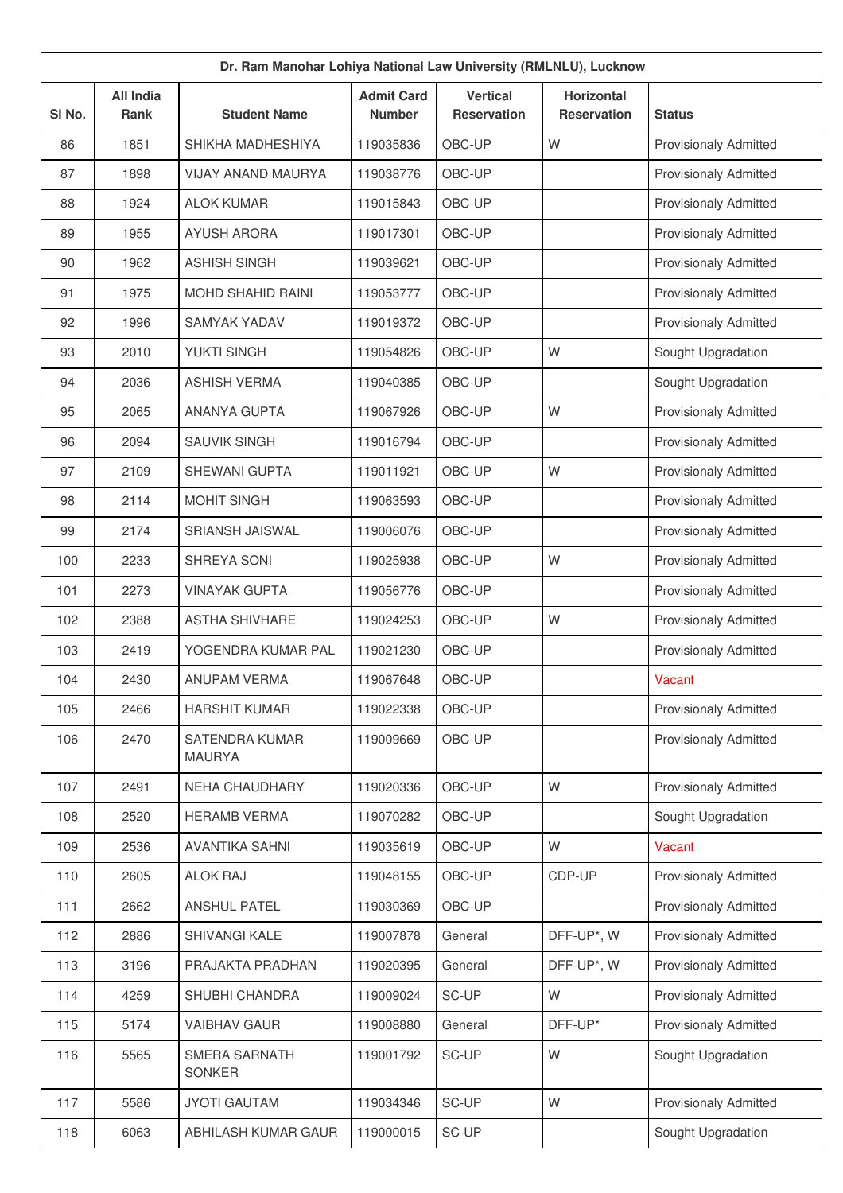| Dr. Ram Manohar Lohiya National Law University (RMLNLU), Lucknow | | | | | | |
|---|---|---|---|---|---|---|
| Sl No. | All India Rank | Student Name | Admit Card Number | Vertical Reservation | Horizontal Reservation | Status |
| 86 | 1851 | SHIKHA MADHESHIYA | 119035836 | OBC-UP | W | Provisionaly Admitted |
| 87 | 1898 | VIJAY ANAND MAURYA | 119038776 | OBC-UP | | Provisionaly Admitted |
| 88 | 1924 | ALOK KUMAR | 119015843 | OBC-UP | | Provisionaly Admitted |
| 89 | 1955 | AYUSH ARORA | 119017301 | OBC-UP | | Provisionaly Admitted |
| 90 | 1962 | ASHISH SINGH | 119039621 | OBC-UP | | Provisionaly Admitted |
| 91 | 1975 | MOHD SHAHID RAINI | 119053777 | OBC-UP | | Provisionaly Admitted |
| 92 | 1996 | SAMYAK YADAV | 119019372 | OBC-UP | | Provisionaly Admitted |
| 93 | 2010 | YUKTI SINGH | 119054826 | OBC-UP | W | Sought Upgradation |
| 94 | 2036 | ASHISH VERMA | 119040385 | OBC-UP | | Sought Upgradation |
| 95 | 2065 | ANANYA GUPTA | 119067926 | OBC-UP | W | Provisionaly Admitted |
| 96 | 2094 | SAUVIK SINGH | 119016794 | OBC-UP | | Provisionaly Admitted |
| 97 | 2109 | SHEWANI GUPTA | 119011921 | OBC-UP | W | Provisionaly Admitted |
| 98 | 2114 | MOHIT SINGH | 119063593 | OBC-UP | | Provisionaly Admitted |
| 99 | 2174 | SRIANSH JAISWAL | 119006076 | OBC-UP | | Provisionaly Admitted |
| 100 | 2233 | SHREYA SONI | 119025938 | OBC-UP | W | Provisionaly Admitted |
| 101 | 2273 | VINAYAK GUPTA | 119056776 | OBC-UP | | Provisionaly Admitted |
| 102 | 2388 | ASTHA SHIVHARE | 119024253 | OBC-UP | W | Provisionaly Admitted |
| 103 | 2419 | YOGENDRA KUMAR PAL | 119021230 | OBC-UP | | Provisionaly Admitted |
| 104 | 2430 | ANUPAM VERMA | 119067648 | OBC-UP | | Vacant |
| 105 | 2466 | HARSHIT KUMAR | 119022338 | OBC-UP | | Provisionaly Admitted |
| 106 | 2470 | SATENDRA KUMAR MAURYA | 119009669 | OBC-UP | | Provisionaly Admitted |
| 107 | 2491 | NEHA CHAUDHARY | 119020336 | OBC-UP | W | Provisionaly Admitted |
| 108 | 2520 | HERAMB VERMA | 119070282 | OBC-UP | | Sought Upgradation |
| 109 | 2536 | AVANTIKA SAHNI | 119035619 | OBC-UP | W | Vacant |
| 110 | 2605 | ALOK RAJ | 119048155 | OBC-UP | CDP-UP | Provisionaly Admitted |
| 111 | 2662 | ANSHUL PATEL | 119030369 | OBC-UP | | Provisionaly Admitted |
| 112 | 2886 | SHIVANGI KALE | 119007878 | General | DFF-UP*, W | Provisionaly Admitted |
| 113 | 3196 | PRAJAKTA PRADHAN | 119020395 | General | DFF-UP*, W | Provisionaly Admitted |
| 114 | 4259 | SHUBHI CHANDRA | 119009024 | SC-UP | W | Provisionaly Admitted |
| 115 | 5174 | VAIBHAV GAUR | 119008880 | General | DFF-UP* | Provisionaly Admitted |
| 116 | 5565 | SMERA SARNATH SONKER | 119001792 | SC-UP | W | Sought Upgradation |
| 117 | 5586 | JYOTI GAUTAM | 119034346 | SC-UP | W | Provisionaly Admitted |
| 118 | 6063 | ABHILASH KUMAR GAUR | 119000015 | SC-UP | | Sought Upgradation |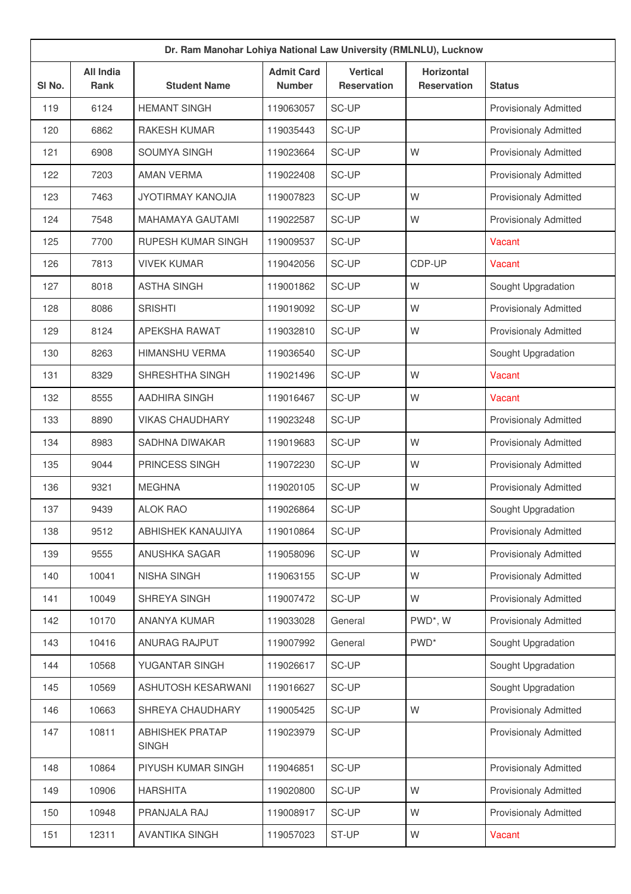| Dr. Ram Manohar Lohiya National Law University (RMLNLU), Lucknow | | | | | | |
|---|---|---|---|---|---|---|
| Sl No. | All India Rank | Student Name | Admit Card Number | Vertical Reservation | Horizontal Reservation | Status |
| 119 | 6124 | HEMANT SINGH | 119063057 | SC-UP | | Provisionaly Admitted |
| 120 | 6862 | RAKESH KUMAR | 119035443 | SC-UP | | Provisionaly Admitted |
| 121 | 6908 | SOUMYA SINGH | 119023664 | SC-UP | W | Provisionaly Admitted |
| 122 | 7203 | AMAN VERMA | 119022408 | SC-UP | | Provisionaly Admitted |
| 123 | 7463 | JYOTIRMAY KANOJIA | 119007823 | SC-UP | W | Provisionaly Admitted |
| 124 | 7548 | MAHAMAYA GAUTAMI | 119022587 | SC-UP | W | Provisionaly Admitted |
| 125 | 7700 | RUPESH KUMAR SINGH | 119009537 | SC-UP | | Vacant |
| 126 | 7813 | VIVEK KUMAR | 119042056 | SC-UP | CDP-UP | Vacant |
| 127 | 8018 | ASTHA SINGH | 119001862 | SC-UP | W | Sought Upgradation |
| 128 | 8086 | SRISHTI | 119019092 | SC-UP | W | Provisionaly Admitted |
| 129 | 8124 | APEKSHA RAWAT | 119032810 | SC-UP | W | Provisionaly Admitted |
| 130 | 8263 | HIMANSHU VERMA | 119036540 | SC-UP | | Sought Upgradation |
| 131 | 8329 | SHRESHTHA SINGH | 119021496 | SC-UP | W | Vacant |
| 132 | 8555 | AADHIRA SINGH | 119016467 | SC-UP | W | Vacant |
| 133 | 8890 | VIKAS CHAUDHARY | 119023248 | SC-UP | | Provisionaly Admitted |
| 134 | 8983 | SADHNA DIWAKAR | 119019683 | SC-UP | W | Provisionaly Admitted |
| 135 | 9044 | PRINCESS SINGH | 119072230 | SC-UP | W | Provisionaly Admitted |
| 136 | 9321 | MEGHNA | 119020105 | SC-UP | W | Provisionaly Admitted |
| 137 | 9439 | ALOK RAO | 119026864 | SC-UP | | Sought Upgradation |
| 138 | 9512 | ABHISHEK KANAUJIYA | 119010864 | SC-UP | | Provisionaly Admitted |
| 139 | 9555 | ANUSHKA SAGAR | 119058096 | SC-UP | W | Provisionaly Admitted |
| 140 | 10041 | NISHA SINGH | 119063155 | SC-UP | W | Provisionaly Admitted |
| 141 | 10049 | SHREYA SINGH | 119007472 | SC-UP | W | Provisionaly Admitted |
| 142 | 10170 | ANANYA KUMAR | 119033028 | General | PWD*, W | Provisionaly Admitted |
| 143 | 10416 | ANURAG RAJPUT | 119007992 | General | PWD* | Sought Upgradation |
| 144 | 10568 | YUGANTAR SINGH | 119026617 | SC-UP | | Sought Upgradation |
| 145 | 10569 | ASHUTOSH KESARWANI | 119016627 | SC-UP | | Sought Upgradation |
| 146 | 10663 | SHREYA CHAUDHARY | 119005425 | SC-UP | W | Provisionaly Admitted |
| 147 | 10811 | ABHISHEK PRATAP SINGH | 119023979 | SC-UP | | Provisionaly Admitted |
| 148 | 10864 | PIYUSH KUMAR SINGH | 119046851 | SC-UP | | Provisionaly Admitted |
| 149 | 10906 | HARSHITA | 119020800 | SC-UP | W | Provisionaly Admitted |
| 150 | 10948 | PRANJALA RAJ | 119008917 | SC-UP | W | Provisionaly Admitted |
| 151 | 12311 | AVANTIKA SINGH | 119057023 | ST-UP | W | Vacant |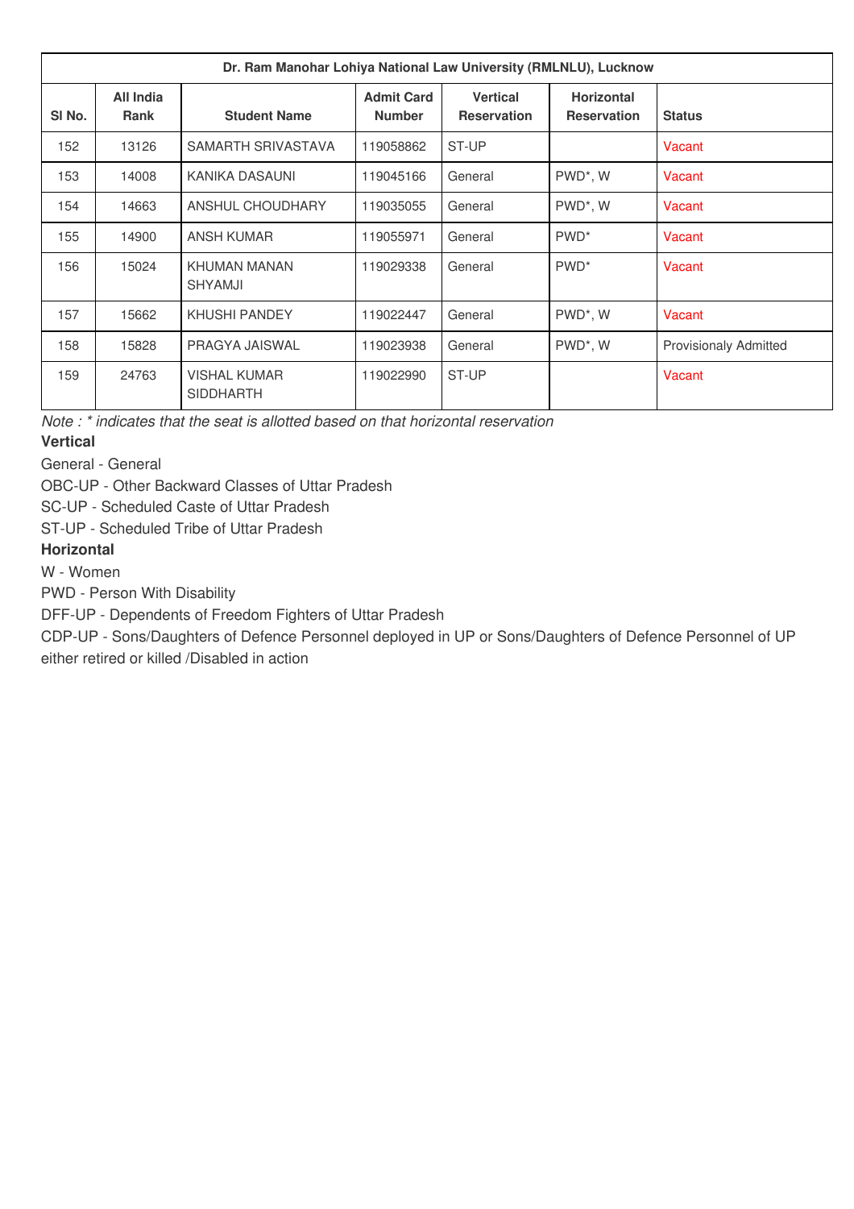| Dr. Ram Manohar Lohiya National Law University (RMLNLU), Lucknow | | | | | | |
|---|---|---|---|---|---|---|
| Sl No. | All India Rank | Student Name | Admit Card Number | Vertical Reservation | Horizontal Reservation | Status |
| 152 | 13126 | SAMARTH SRIVASTAVA | 119058862 | ST-UP | | Vacant |
| 153 | 14008 | KANIKA DASAUNI | 119045166 | General | PWD*, W | Vacant |
| 154 | 14663 | ANSHUL CHOUDHARY | 119035055 | General | PWD*, W | Vacant |
| 155 | 14900 | ANSH KUMAR | 119055971 | General | PWD* | Vacant |
| 156 | 15024 | KHUMAN MANAN SHYAMJI | 119029338 | General | PWD* | Vacant |
| 157 | 15662 | KHUSHI PANDEY | 119022447 | General | PWD*, W | Vacant |
| 158 | 15828 | PRAGYA JAISWAL | 119023938 | General | PWD*, W | Provisionaly Admitted |
| 159 | 24763 | VISHAL KUMAR SIDDHARTH | 119022990 | ST-UP | | Vacant |

*Note : * indicates that the seat is allotted based on that horizontal reservation*

**Vertical**

General - General

OBC-UP - Other Backward Classes of Uttar Pradesh

SC-UP - Scheduled Caste of Uttar Pradesh

ST-UP - Scheduled Tribe of Uttar Pradesh

**Horizontal**

W - Women

PWD - Person With Disability

DFF-UP - Dependents of Freedom Fighters of Uttar Pradesh

CDP-UP - Sons/Daughters of Defence Personnel deployed in UP or Sons/Daughters of Defence Personnel of UP either retired or killed /Disabled in action